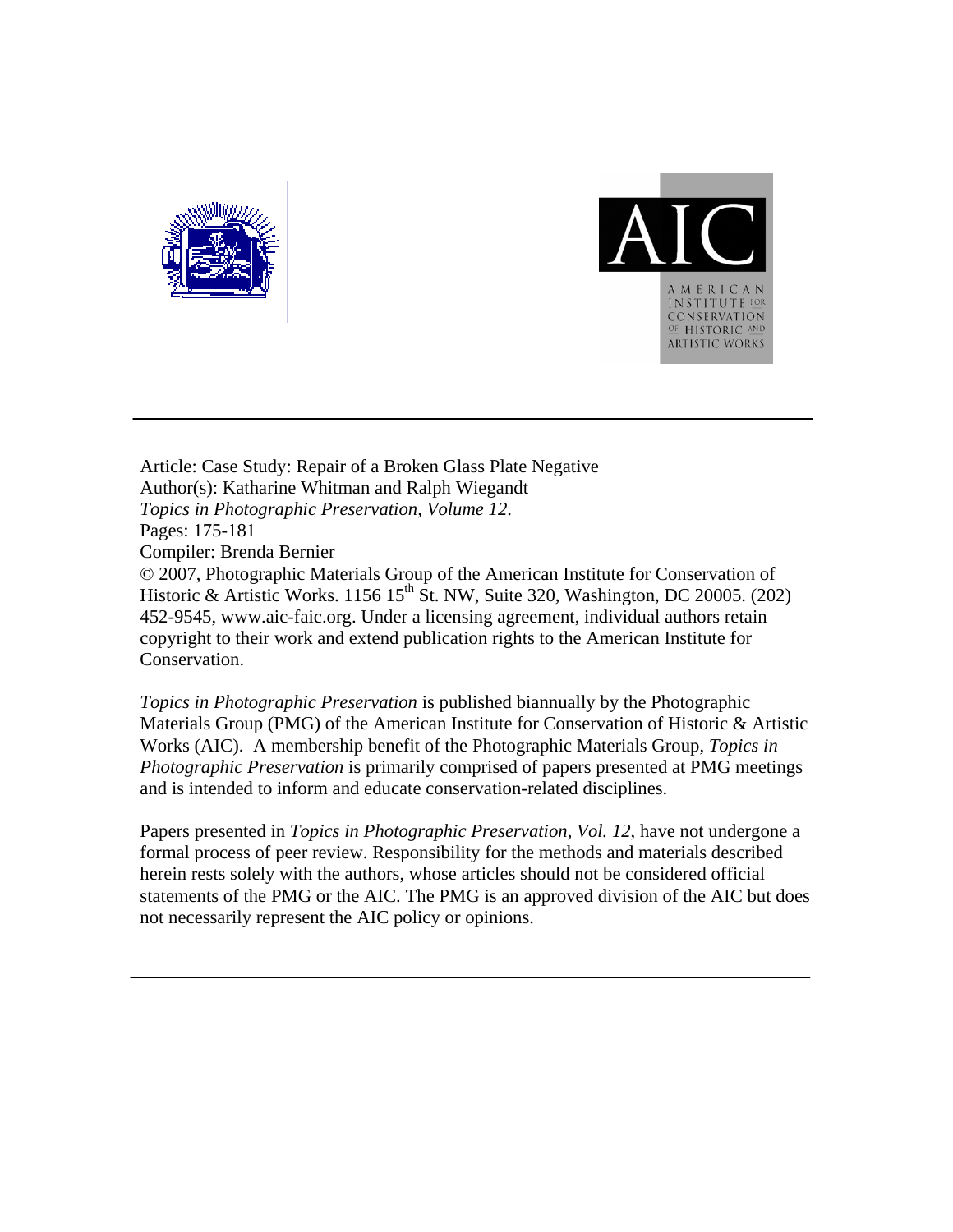AIC

AMERICAN INSTITUTE FOR CONSERVATION OF HISTORIC AND ARTISTIC WORKS

---

Article: Case Study: Repair of a Broken Glass Plate Negative
Author(s): Katharine Whitman and Ralph Wiegandt
*Topics in Photographic Preservation, Volume 12*.
Pages: 175-181
Compiler: Brenda Bernier
© 2007, Photographic Materials Group of the American Institute for Conservation of Historic & Artistic Works. 1156 15th St. NW, Suite 320, Washington, DC 20005. (202) 452-9545, www.aic-faic.org. Under a licensing agreement, individual authors retain copyright to their work and extend publication rights to the American Institute for Conservation.

*Topics in Photographic Preservation* is published biannually by the Photographic Materials Group (PMG) of the American Institute for Conservation of Historic & Artistic Works (AIC). A membership benefit of the Photographic Materials Group, *Topics in Photographic Preservation* is primarily comprised of papers presented at PMG meetings and is intended to inform and educate conservation-related disciplines.

Papers presented in *Topics in Photographic Preservation, Vol. 12*, have not undergone a formal process of peer review. Responsibility for the methods and materials described herein rests solely with the authors, whose articles should not be considered official statements of the PMG or the AIC. The PMG is an approved division of the AIC but does not necessarily represent the AIC policy or opinions.

---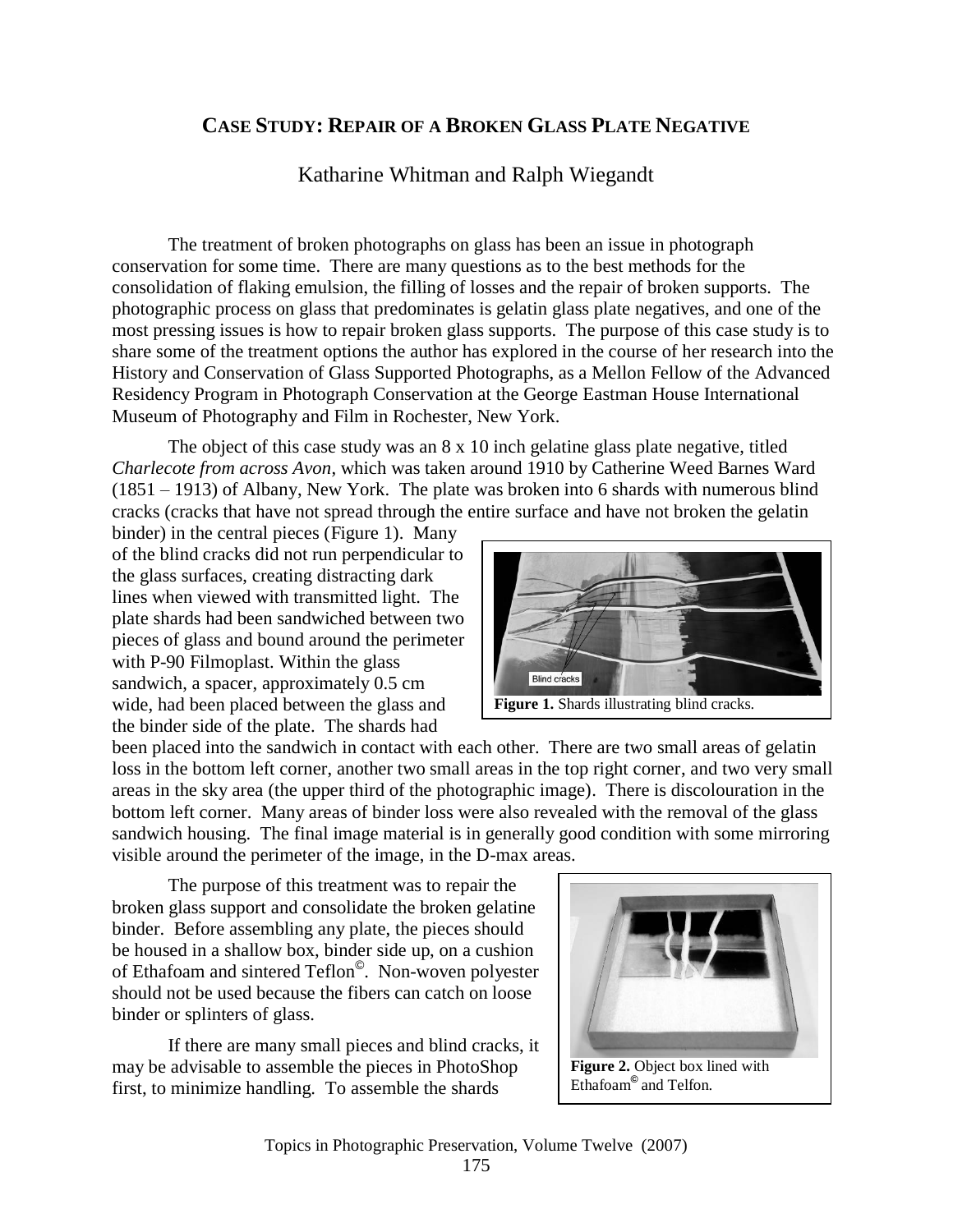## CASE STUDY: REPAIR OF A BROKEN GLASS PLATE NEGATIVE

Katharine Whitman and Ralph Wiegandt

The treatment of broken photographs on glass has been an issue in photograph conservation for some time. There are many questions as to the best methods for the consolidation of flaking emulsion, the filling of losses and the repair of broken supports. The photographic process on glass that predominates is gelatin glass plate negatives, and one of the most pressing issues is how to repair broken glass supports. The purpose of this case study is to share some of the treatment options the author has explored in the course of her research into the History and Conservation of Glass Supported Photographs, as a Mellon Fellow of the Advanced Residency Program in Photograph Conservation at the George Eastman House International Museum of Photography and Film in Rochester, New York.

The object of this case study was an 8 x 10 inch gelatine glass plate negative, titled *Charlecote from across Avon*, which was taken around 1910 by Catherine Weed Barnes Ward (1851 – 1913) of Albany, New York. The plate was broken into 6 shards with numerous blind cracks (cracks that have not spread through the entire surface and have not broken the gelatin binder) in the central pieces (Figure 1). Many of the blind cracks did not run perpendicular to the glass surfaces, creating distracting dark lines when viewed with transmitted light. The plate shards had been sandwiched between two pieces of glass and bound around the perimeter with P-90 Filmoplast. Within the glass sandwich, a spacer, approximately 0.5 cm wide, had been placed between the glass and the binder side of the plate. The shards had been placed into the sandwich in contact with each other. There are two small areas of gelatin loss in the bottom left corner, another two small areas in the top right corner, and two very small areas in the sky area (the upper third of the photographic image). There is discolouration in the bottom left corner. Many areas of binder loss were also revealed with the removal of the glass sandwich housing. The final image material is in generally good condition with some mirroring visible around the perimeter of the image, in the D-max areas.

Blind cracks

**Figure 1.** Shards illustrating blind cracks.

The purpose of this treatment was to repair the broken glass support and consolidate the broken gelatine binder. Before assembling any plate, the pieces should be housed in a shallow box, binder side up, on a cushion of Ethafoam and sintered Teflon©. Non-woven polyester should not be used because the fibers can catch on loose binder or splinters of glass.

If there are many small pieces and blind cracks, it may be advisable to assemble the pieces in PhotoShop first, to minimize handling. To assemble the shards

**Figure 2.** Object box lined with Ethafoam© and Telfon.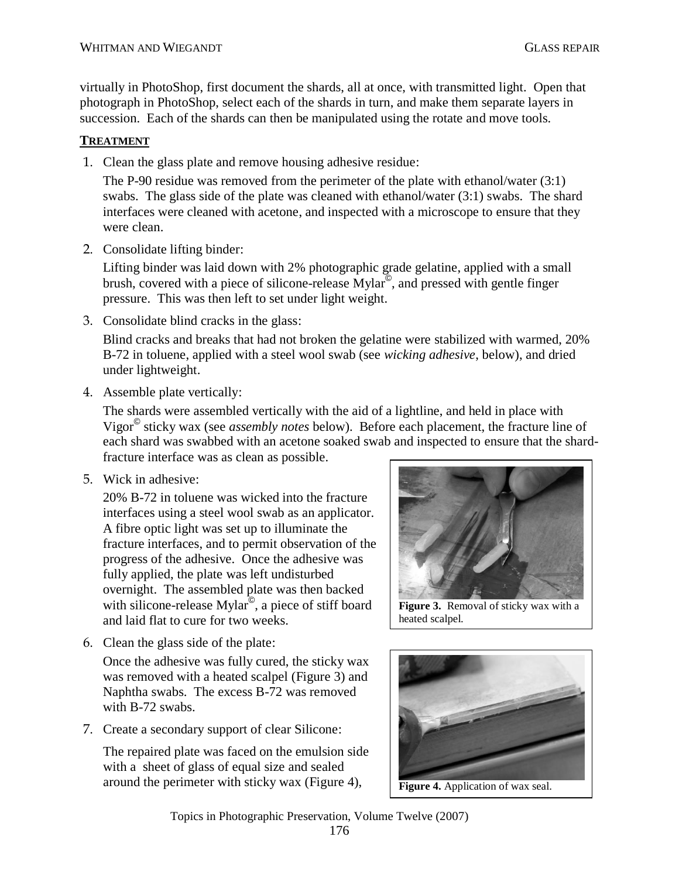virtually in PhotoShop, first document the shards, all at once, with transmitted light. Open that photograph in PhotoShop, select each of the shards in turn, and make them separate layers in succession. Each of the shards can then be manipulated using the rotate and move tools.

## TREATMENT

1. Clean the glass plate and remove housing adhesive residue:

   The P-90 residue was removed from the perimeter of the plate with ethanol/water (3:1) swabs. The glass side of the plate was cleaned with ethanol/water (3:1) swabs. The shard interfaces were cleaned with acetone, and inspected with a microscope to ensure that they were clean.

2. Consolidate lifting binder:

   Lifting binder was laid down with 2% photographic grade gelatine, applied with a small brush, covered with a piece of silicone-release Mylar©, and pressed with gentle finger pressure. This was then left to set under light weight.

3. Consolidate blind cracks in the glass:

   Blind cracks and breaks that had not broken the gelatine were stabilized with warmed, 20% B-72 in toluene, applied with a steel wool swab (see *wicking adhesive*, below), and dried under lightweight.

4. Assemble plate vertically:

   The shards were assembled vertically with the aid of a lightline, and held in place with Vigor© sticky wax (see *assembly notes* below). Before each placement, the fracture line of each shard was swabbed with an acetone soaked swab and inspected to ensure that the shard-fracture interface was as clean as possible.

5. Wick in adhesive:

   20% B-72 in toluene was wicked into the fracture interfaces using a steel wool swab as an applicator. A fibre optic light was set up to illuminate the fracture interfaces, and to permit observation of the progress of the adhesive. Once the adhesive was fully applied, the plate was left undisturbed overnight. The assembled plate was then backed with silicone-release Mylar©, a piece of stiff board and laid flat to cure for two weeks.

**Figure 3.** Removal of sticky wax with a heated scalpel.

6. Clean the glass side of the plate:

   Once the adhesive was fully cured, the sticky wax was removed with a heated scalpel (Figure 3) and Naphtha swabs. The excess B-72 was removed with B-72 swabs.

7. Create a secondary support of clear Silicone:

   The repaired plate was faced on the emulsion side with a sheet of glass of equal size and sealed around the perimeter with sticky wax (Figure 4),

**Figure 4.** Application of wax seal.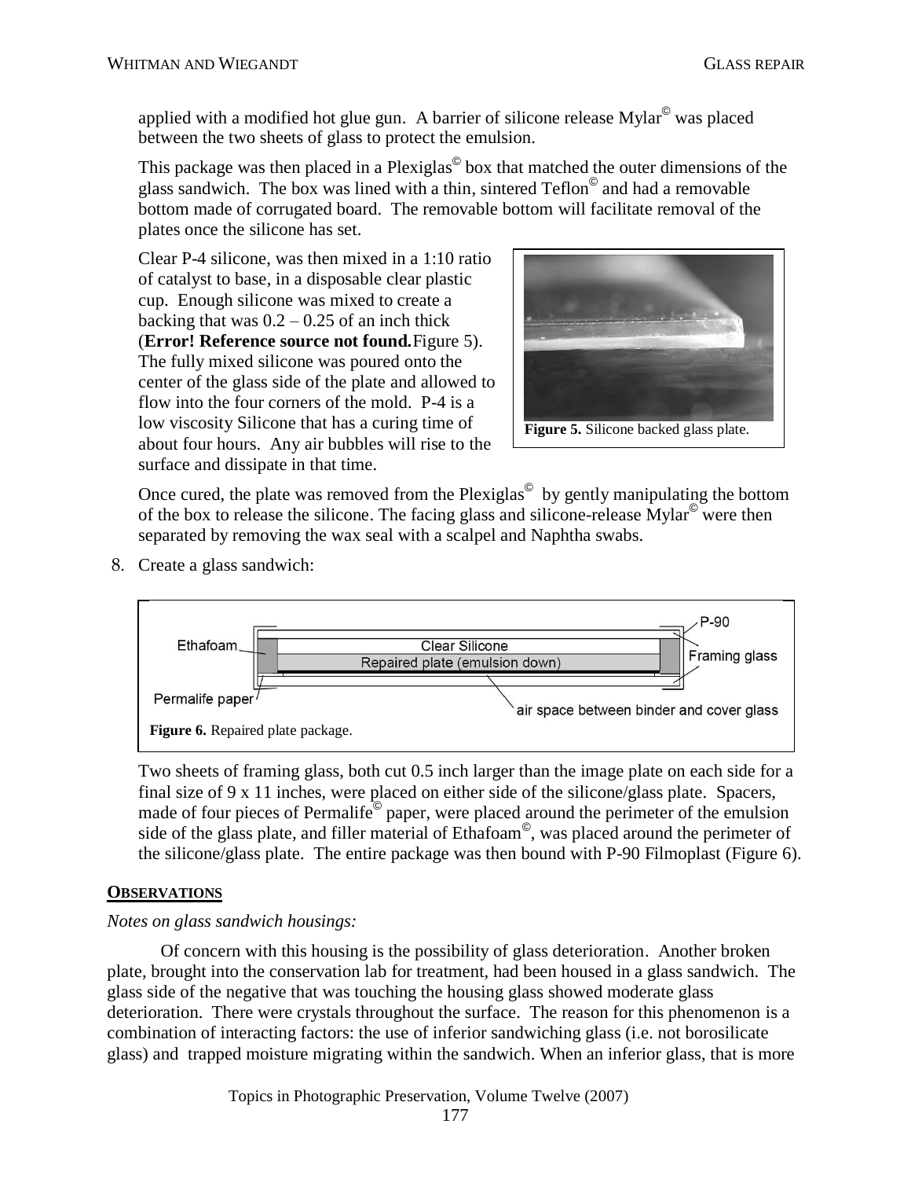applied with a modified hot glue gun. A barrier of silicone release Mylar© was placed between the two sheets of glass to protect the emulsion.

This package was then placed in a Plexiglas© box that matched the outer dimensions of the glass sandwich. The box was lined with a thin, sintered Teflon© and had a removable bottom made of corrugated board. The removable bottom will facilitate removal of the plates once the silicone has set.

Clear P-4 silicone, was then mixed in a 1:10 ratio of catalyst to base, in a disposable clear plastic cup. Enough silicone was mixed to create a backing that was 0.2 – 0.25 of an inch thick (**Error! Reference source not found.**Figure 5). The fully mixed silicone was poured onto the center of the glass side of the plate and allowed to flow into the four corners of the mold. P-4 is a low viscosity Silicone that has a curing time of about four hours. Any air bubbles will rise to the surface and dissipate in that time.

**Figure 5.** Silicone backed glass plate.

Once cured, the plate was removed from the Plexiglas© by gently manipulating the bottom of the box to release the silicone. The facing glass and silicone-release Mylar© were then separated by removing the wax seal with a scalpel and Naphtha swabs.

8. Create a glass sandwich:

**Figure 6.** Repaired plate package.

Two sheets of framing glass, both cut 0.5 inch larger than the image plate on each side for a final size of 9 x 11 inches, were placed on either side of the silicone/glass plate. Spacers, made of four pieces of Permalife© paper, were placed around the perimeter of the emulsion side of the glass plate, and filler material of Ethafoam©, was placed around the perimeter of the silicone/glass plate. The entire package was then bound with P-90 Filmoplast (Figure 6).

## OBSERVATIONS

*Notes on glass sandwich housings:*

Of concern with this housing is the possibility of glass deterioration. Another broken plate, brought into the conservation lab for treatment, had been housed in a glass sandwich. The glass side of the negative that was touching the housing glass showed moderate glass deterioration. There were crystals throughout the surface. The reason for this phenomenon is a combination of interacting factors: the use of inferior sandwiching glass (i.e. not borosilicate glass) and trapped moisture migrating within the sandwich. When an inferior glass, that is more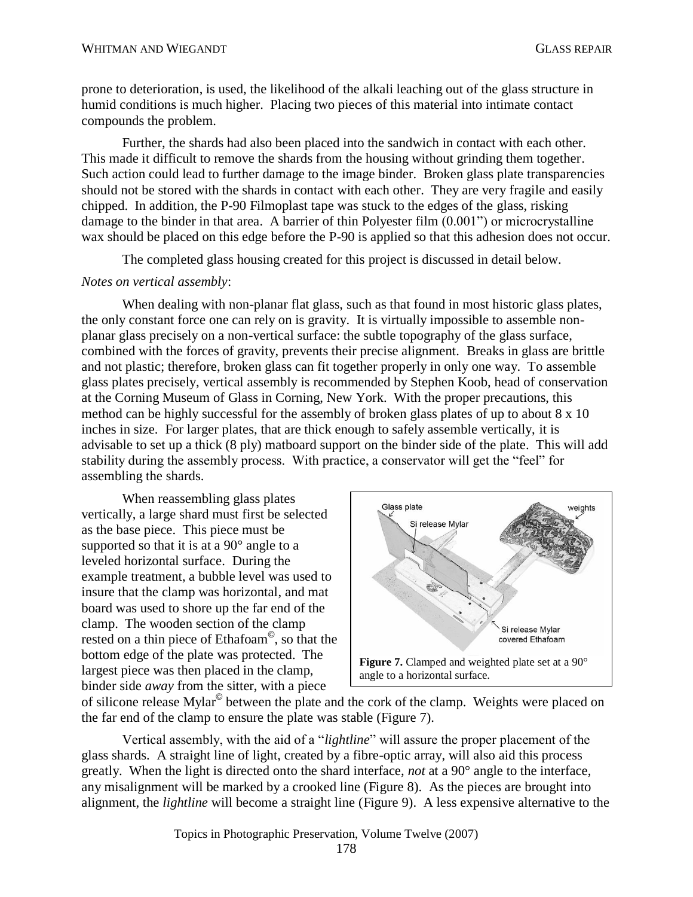prone to deterioration, is used, the likelihood of the alkali leaching out of the glass structure in humid conditions is much higher. Placing two pieces of this material into intimate contact compounds the problem.

Further, the shards had also been placed into the sandwich in contact with each other. This made it difficult to remove the shards from the housing without grinding them together. Such action could lead to further damage to the image binder. Broken glass plate transparencies should not be stored with the shards in contact with each other. They are very fragile and easily chipped. In addition, the P-90 Filmoplast tape was stuck to the edges of the glass, risking damage to the binder in that area. A barrier of thin Polyester film (0.001") or microcrystalline wax should be placed on this edge before the P-90 is applied so that this adhesion does not occur.

The completed glass housing created for this project is discussed in detail below.

*Notes on vertical assembly*:

When dealing with non-planar flat glass, such as that found in most historic glass plates, the only constant force one can rely on is gravity. It is virtually impossible to assemble non-planar glass precisely on a non-vertical surface: the subtle topography of the glass surface, combined with the forces of gravity, prevents their precise alignment. Breaks in glass are brittle and not plastic; therefore, broken glass can fit together properly in only one way. To assemble glass plates precisely, vertical assembly is recommended by Stephen Koob, head of conservation at the Corning Museum of Glass in Corning, New York. With the proper precautions, this method can be highly successful for the assembly of broken glass plates of up to about 8 x 10 inches in size. For larger plates, that are thick enough to safely assemble vertically, it is advisable to set up a thick (8 ply) matboard support on the binder side of the plate. This will add stability during the assembly process. With practice, a conservator will get the "feel" for assembling the shards.

When reassembling glass plates vertically, a large shard must first be selected as the base piece. This piece must be supported so that it is at a 90° angle to a leveled horizontal surface. During the example treatment, a bubble level was used to insure that the clamp was horizontal, and mat board was used to shore up the far end of the clamp. The wooden section of the clamp rested on a thin piece of Ethafoam©, so that the bottom edge of the plate was protected. The largest piece was then placed in the clamp, binder side *away* from the sitter, with a piece of silicone release Mylar© between the plate and the cork of the clamp. Weights were placed on the far end of the clamp to ensure the plate was stable (Figure 7).

**Figure 7.** Clamped and weighted plate set at a 90° angle to a horizontal surface.

Vertical assembly, with the aid of a "*lightline*" will assure the proper placement of the glass shards. A straight line of light, created by a fibre-optic array, will also aid this process greatly. When the light is directed onto the shard interface, *not* at a 90° angle to the interface, any misalignment will be marked by a crooked line (Figure 8). As the pieces are brought into alignment, the *lightline* will become a straight line (Figure 9). A less expensive alternative to the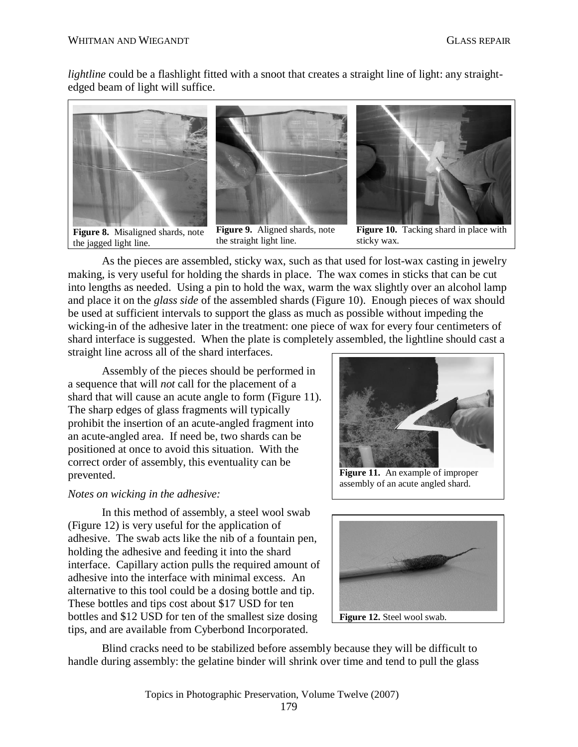*lightline* could be a flashlight fitted with a snoot that creates a straight line of light: any straight-edged beam of light will suffice.

**Figure 8.** Misaligned shards, note the jagged light line.

**Figure 9.** Aligned shards, note the straight light line.

**Figure 10.** Tacking shard in place with sticky wax.

As the pieces are assembled, sticky wax, such as that used for lost-wax casting in jewelry making, is very useful for holding the shards in place. The wax comes in sticks that can be cut into lengths as needed. Using a pin to hold the wax, warm the wax slightly over an alcohol lamp and place it on the *glass side* of the assembled shards (Figure 10). Enough pieces of wax should be used at sufficient intervals to support the glass as much as possible without impeding the wicking-in of the adhesive later in the treatment: one piece of wax for every four centimeters of shard interface is suggested. When the plate is completely assembled, the lightline should cast a straight line across all of the shard interfaces.

Assembly of the pieces should be performed in a sequence that will *not* call for the placement of a shard that will cause an acute angle to form (Figure 11). The sharp edges of glass fragments will typically prohibit the insertion of an acute-angled fragment into an acute-angled area. If need be, two shards can be positioned at once to avoid this situation. With the correct order of assembly, this eventuality can be prevented.

**Figure 11.** An example of improper assembly of an acute angled shard.

*Notes on wicking in the adhesive:*

In this method of assembly, a steel wool swab (Figure 12) is very useful for the application of adhesive. The swab acts like the nib of a fountain pen, holding the adhesive and feeding it into the shard interface. Capillary action pulls the required amount of adhesive into the interface with minimal excess. An alternative to this tool could be a dosing bottle and tip. These bottles and tips cost about $17 USD for ten bottles and $12 USD for ten of the smallest size dosing tips, and are available from Cyberbond Incorporated.

**Figure 12.** Steel wool swab.

Blind cracks need to be stabilized before assembly because they will be difficult to handle during assembly: the gelatine binder will shrink over time and tend to pull the glass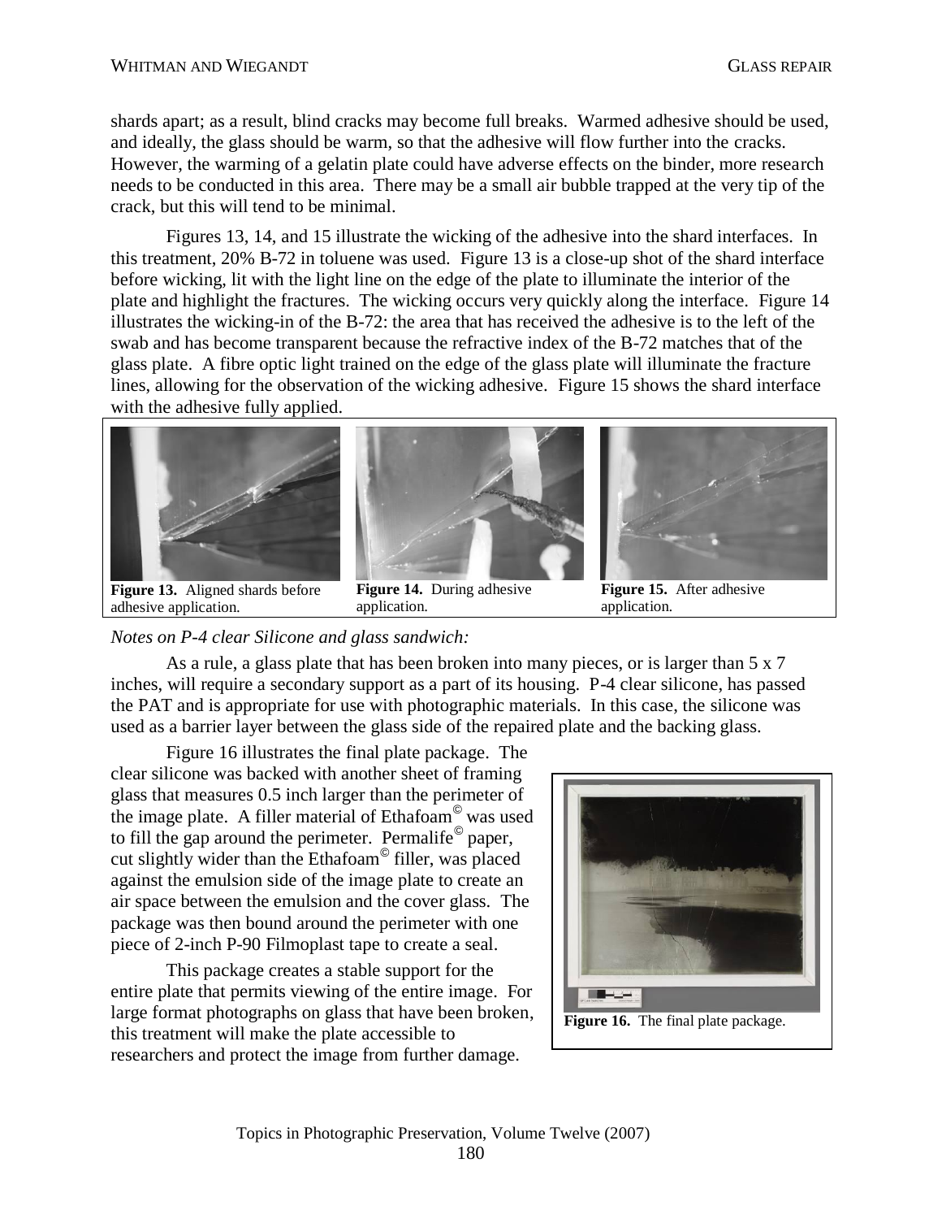shards apart; as a result, blind cracks may become full breaks. Warmed adhesive should be used, and ideally, the glass should be warm, so that the adhesive will flow further into the cracks. However, the warming of a gelatin plate could have adverse effects on the binder, more research needs to be conducted in this area. There may be a small air bubble trapped at the very tip of the crack, but this will tend to be minimal.

Figures 13, 14, and 15 illustrate the wicking of the adhesive into the shard interfaces. In this treatment, 20% B-72 in toluene was used. Figure 13 is a close-up shot of the shard interface before wicking, lit with the light line on the edge of the plate to illuminate the interior of the plate and highlight the fractures. The wicking occurs very quickly along the interface. Figure 14 illustrates the wicking-in of the B-72: the area that has received the adhesive is to the left of the swab and has become transparent because the refractive index of the B-72 matches that of the glass plate. A fibre optic light trained on the edge of the glass plate will illuminate the fracture lines, allowing for the observation of the wicking adhesive. Figure 15 shows the shard interface with the adhesive fully applied.

**Figure 13.** Aligned shards before adhesive application.

**Figure 14.** During adhesive application.

**Figure 15.** After adhesive application.

*Notes on P-4 clear Silicone and glass sandwich:*

As a rule, a glass plate that has been broken into many pieces, or is larger than 5 x 7 inches, will require a secondary support as a part of its housing. P-4 clear silicone, has passed the PAT and is appropriate for use with photographic materials. In this case, the silicone was used as a barrier layer between the glass side of the repaired plate and the backing glass.

Figure 16 illustrates the final plate package. The clear silicone was backed with another sheet of framing glass that measures 0.5 inch larger than the perimeter of the image plate. A filler material of Ethafoam© was used to fill the gap around the perimeter. Permalife© paper, cut slightly wider than the Ethafoam© filler, was placed against the emulsion side of the image plate to create an air space between the emulsion and the cover glass. The package was then bound around the perimeter with one piece of 2-inch P-90 Filmoplast tape to create a seal.

This package creates a stable support for the entire plate that permits viewing of the entire image. For large format photographs on glass that have been broken, this treatment will make the plate accessible to researchers and protect the image from further damage.

**Figure 16.** The final plate package.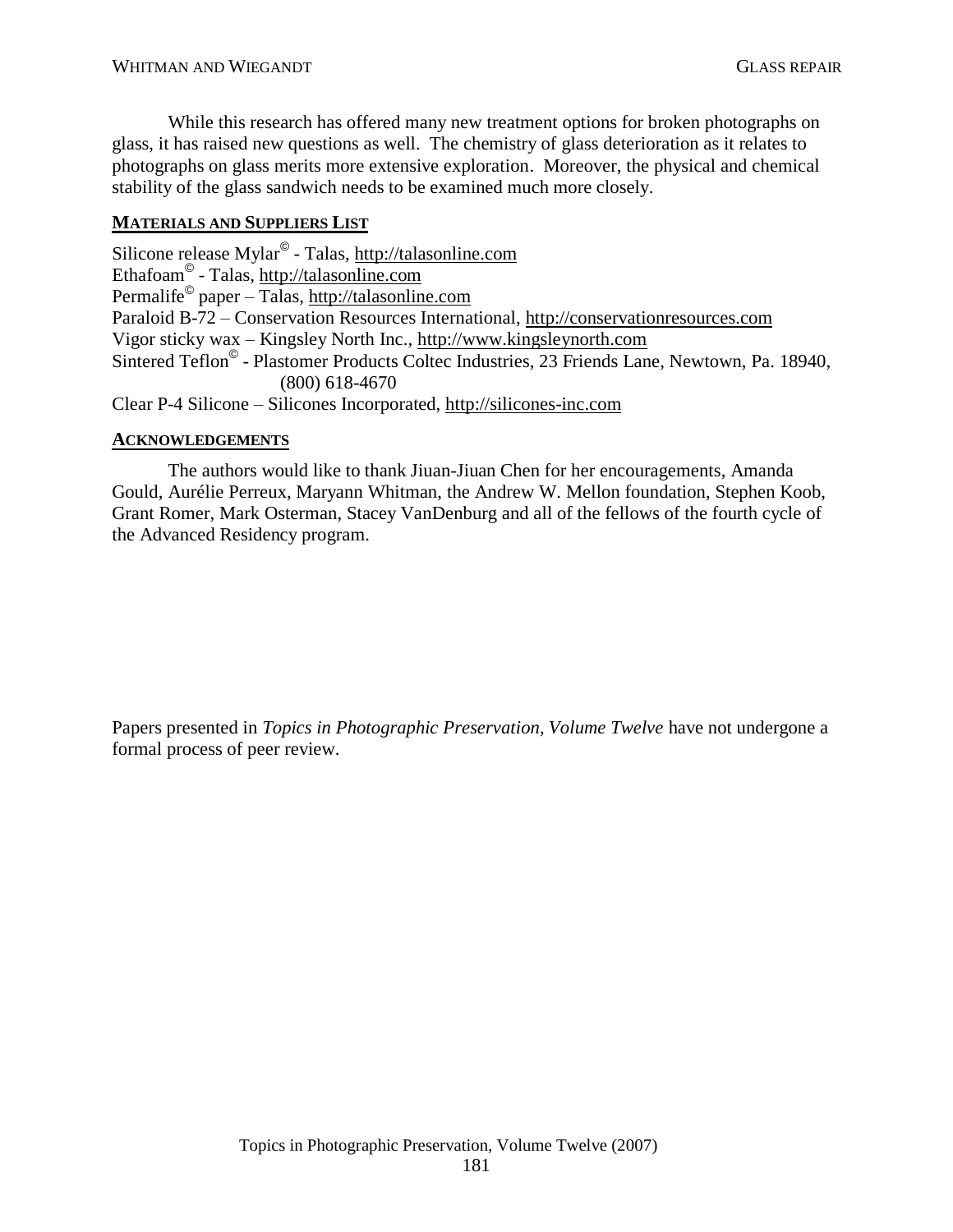While this research has offered many new treatment options for broken photographs on glass, it has raised new questions as well. The chemistry of glass deterioration as it relates to photographs on glass merits more extensive exploration. Moreover, the physical and chemical stability of the glass sandwich needs to be examined much more closely.

## MATERIALS AND SUPPLIERS LIST

Silicone release Mylar© - Talas, http://talasonline.com
Ethafoam© - Talas, http://talasonline.com
Permalife© paper – Talas, http://talasonline.com
Paraloid B-72 – Conservation Resources International, http://conservationresources.com
Vigor sticky wax – Kingsley North Inc., http://www.kingsleynorth.com
Sintered Teflon© - Plastomer Products Coltec Industries, 23 Friends Lane, Newtown, Pa. 18940, (800) 618-4670
Clear P-4 Silicone – Silicones Incorporated, http://silicones-inc.com

## ACKNOWLEDGEMENTS

The authors would like to thank Jiuan-Jiuan Chen for her encouragements, Amanda Gould, Aurélie Perreux, Maryann Whitman, the Andrew W. Mellon foundation, Stephen Koob, Grant Romer, Mark Osterman, Stacey VanDenburg and all of the fellows of the fourth cycle of the Advanced Residency program.

Papers presented in *Topics in Photographic Preservation, Volume Twelve* have not undergone a formal process of peer review.